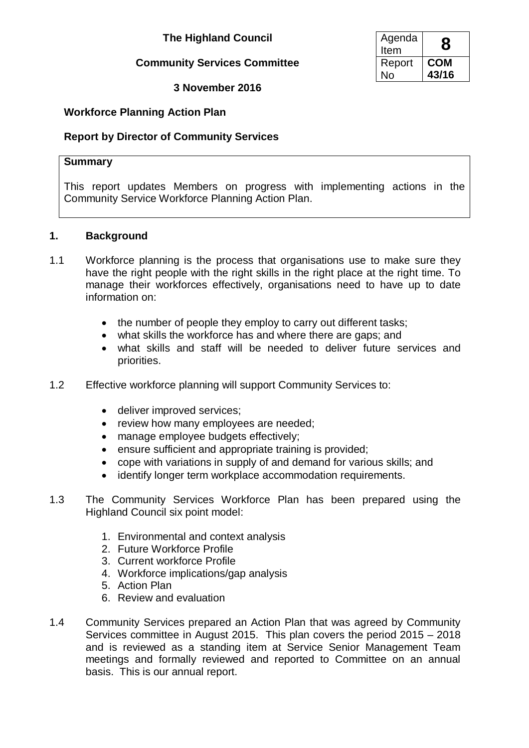# The Highland Council

## Community Services Committee

### 3 November 2016

| Agenda Item | 8 |
|---|---|
| Report No | COM 43/16 |

## Workforce Planning Action Plan

## Report by Director of Community Services

**Summary**

This report updates Members on progress with implementing actions in the Community Service Workforce Planning Action Plan.

## 1. Background

1.1 Workforce planning is the process that organisations use to make sure they have the right people with the right skills in the right place at the right time. To manage their workforces effectively, organisations need to have up to date information on:

- the number of people they employ to carry out different tasks;
- what skills the workforce has and where there are gaps; and
- what skills and staff will be needed to deliver future services and priorities.

1.2 Effective workforce planning will support Community Services to:

- deliver improved services;
- review how many employees are needed;
- manage employee budgets effectively;
- ensure sufficient and appropriate training is provided;
- cope with variations in supply of and demand for various skills; and
- identify longer term workplace accommodation requirements.

1.3 The Community Services Workforce Plan has been prepared using the Highland Council six point model:

1. Environmental and context analysis
2. Future Workforce Profile
3. Current workforce Profile
4. Workforce implications/gap analysis
5. Action Plan
6. Review and evaluation

1.4 Community Services prepared an Action Plan that was agreed by Community Services committee in August 2015. This plan covers the period 2015 – 2018 and is reviewed as a standing item at Service Senior Management Team meetings and formally reviewed and reported to Committee on an annual basis. This is our annual report.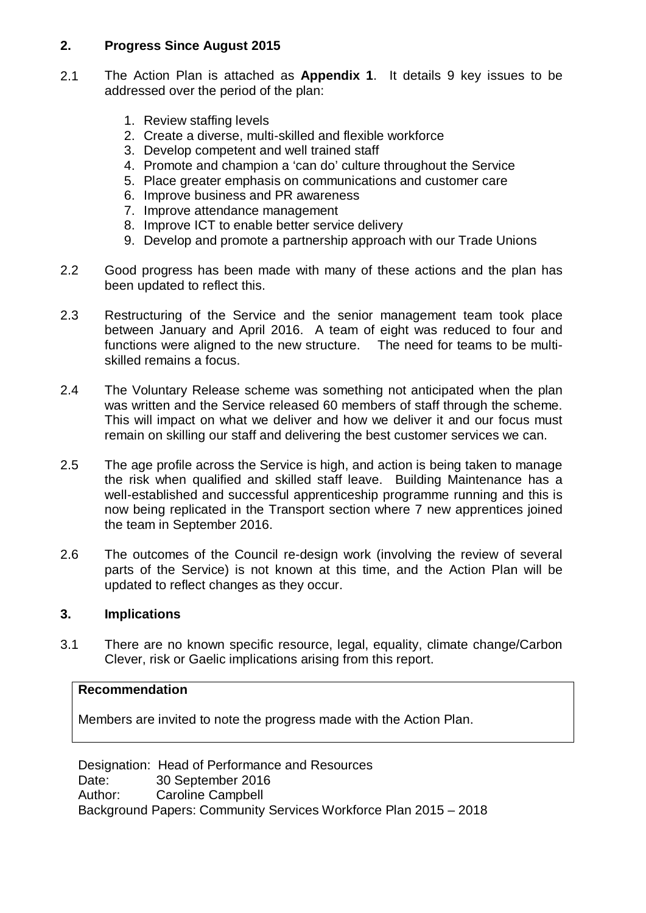## 2. Progress Since August 2015

2.1 The Action Plan is attached as **Appendix 1**. It details 9 key issues to be addressed over the period of the plan:

1. Review staffing levels
2. Create a diverse, multi-skilled and flexible workforce
3. Develop competent and well trained staff
4. Promote and champion a 'can do' culture throughout the Service
5. Place greater emphasis on communications and customer care
6. Improve business and PR awareness
7. Improve attendance management
8. Improve ICT to enable better service delivery
9. Develop and promote a partnership approach with our Trade Unions

2.2 Good progress has been made with many of these actions and the plan has been updated to reflect this.

2.3 Restructuring of the Service and the senior management team took place between January and April 2016. A team of eight was reduced to four and functions were aligned to the new structure. The need for teams to be multi-skilled remains a focus.

2.4 The Voluntary Release scheme was something not anticipated when the plan was written and the Service released 60 members of staff through the scheme. This will impact on what we deliver and how we deliver it and our focus must remain on skilling our staff and delivering the best customer services we can.

2.5 The age profile across the Service is high, and action is being taken to manage the risk when qualified and skilled staff leave. Building Maintenance has a well-established and successful apprenticeship programme running and this is now being replicated in the Transport section where 7 new apprentices joined the team in September 2016.

2.6 The outcomes of the Council re-design work (involving the review of several parts of the Service) is not known at this time, and the Action Plan will be updated to reflect changes as they occur.

## 3. Implications

3.1 There are no known specific resource, legal, equality, climate change/Carbon Clever, risk or Gaelic implications arising from this report.

**Recommendation**

Members are invited to note the progress made with the Action Plan.

Designation: Head of Performance and Resources
Date: 30 September 2016
Author: Caroline Campbell
Background Papers: Community Services Workforce Plan 2015 – 2018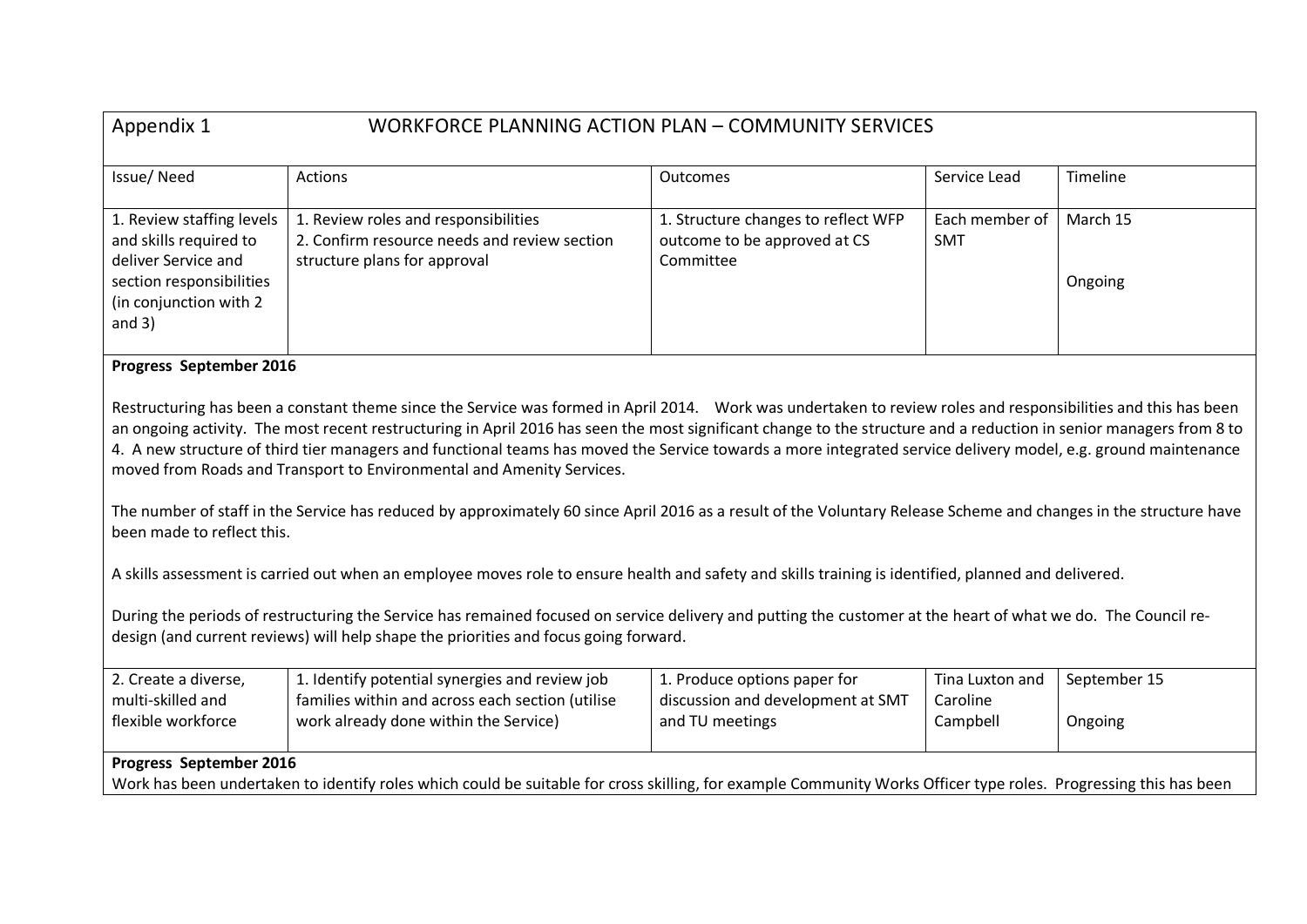# Appendix 1 WORKFORCE PLANNING ACTION PLAN – COMMUNITY SERVICES

| Issue/ Need | Actions | Outcomes | Service Lead | Timeline |
|---|---|---|---|---|
| 1. Review staffing levels and skills required to deliver Service and section responsibilities (in conjunction with 2 and 3) | 1. Review roles and responsibilities<br>2. Confirm resource needs and review section structure plans for approval | 1. Structure changes to reflect WFP outcome to be approved at CS Committee | Each member of SMT | March 15<br><br>Ongoing |

**Progress September 2016**

Restructuring has been a constant theme since the Service was formed in April 2014. Work was undertaken to review roles and responsibilities and this has been an ongoing activity. The most recent restructuring in April 2016 has seen the most significant change to the structure and a reduction in senior managers from 8 to 4. A new structure of third tier managers and functional teams has moved the Service towards a more integrated service delivery model, e.g. ground maintenance moved from Roads and Transport to Environmental and Amenity Services.

The number of staff in the Service has reduced by approximately 60 since April 2016 as a result of the Voluntary Release Scheme and changes in the structure have been made to reflect this.

A skills assessment is carried out when an employee moves role to ensure health and safety and skills training is identified, planned and delivered.

During the periods of restructuring the Service has remained focused on service delivery and putting the customer at the heart of what we do. The Council re-design (and current reviews) will help shape the priorities and focus going forward.

| Issue/ Need | Actions | Outcomes | Service Lead | Timeline |
|---|---|---|---|---|
| 2. Create a diverse, multi-skilled and flexible workforce | 1. Identify potential synergies and review job families within and across each section (utilise work already done within the Service) | 1. Produce options paper for discussion and development at SMT and TU meetings | Tina Luxton and Caroline Campbell | September 15<br><br>Ongoing |

**Progress September 2016**

Work has been undertaken to identify roles which could be suitable for cross skilling, for example Community Works Officer type roles. Progressing this has been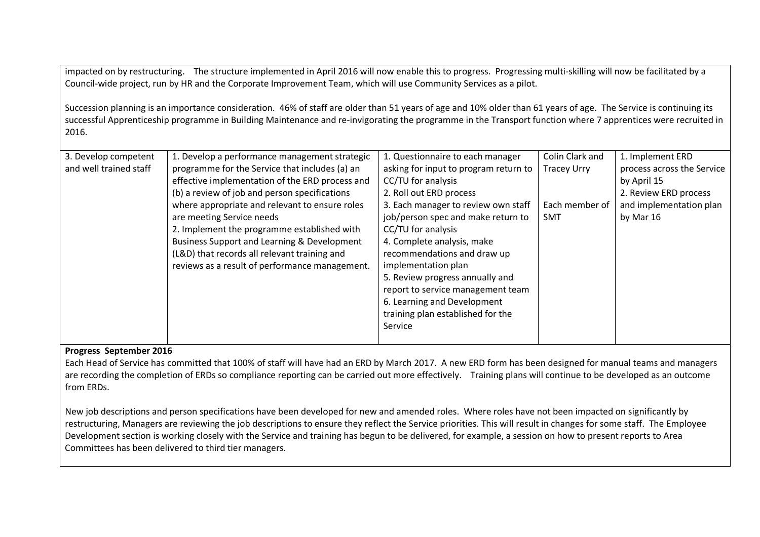impacted on by restructuring. The structure implemented in April 2016 will now enable this to progress. Progressing multi-skilling will now be facilitated by a Council-wide project, run by HR and the Corporate Improvement Team, which will use Community Services as a pilot.

Succession planning is an importance consideration. 46% of staff are older than 51 years of age and 10% older than 61 years of age. The Service is continuing its successful Apprenticeship programme in Building Maintenance and re-invigorating the programme in the Transport function where 7 apprentices were recruited in 2016.

| | | | | |
|---|---|---|---|---|
| 3. Develop competent and well trained staff | 1. Develop a performance management strategic programme for the Service that includes (a) an effective implementation of the ERD process and (b) a review of job and person specifications where appropriate and relevant to ensure roles are meeting Service needs<br>2. Implement the programme established with Business Support and Learning & Development (L&D) that records all relevant training and reviews as a result of performance management. | 1. Questionnaire to each manager asking for input to program return to CC/TU for analysis<br>2. Roll out ERD process<br>3. Each manager to review own staff job/person spec and make return to CC/TU for analysis<br>4. Complete analysis, make recommendations and draw up implementation plan<br>5. Review progress annually and report to service management team<br>6. Learning and Development training plan established for the Service | Colin Clark and Tracey Urry<br><br>Each member of SMT | 1. Implement ERD process across the Service by April 15<br>2. Review ERD process and implementation plan by Mar 16 |

**Progress September 2016**

Each Head of Service has committed that 100% of staff will have had an ERD by March 2017. A new ERD form has been designed for manual teams and managers are recording the completion of ERDs so compliance reporting can be carried out more effectively. Training plans will continue to be developed as an outcome from ERDs.

New job descriptions and person specifications have been developed for new and amended roles. Where roles have not been impacted on significantly by restructuring, Managers are reviewing the job descriptions to ensure they reflect the Service priorities. This will result in changes for some staff. The Employee Development section is working closely with the Service and training has begun to be delivered, for example, a session on how to present reports to Area Committees has been delivered to third tier managers.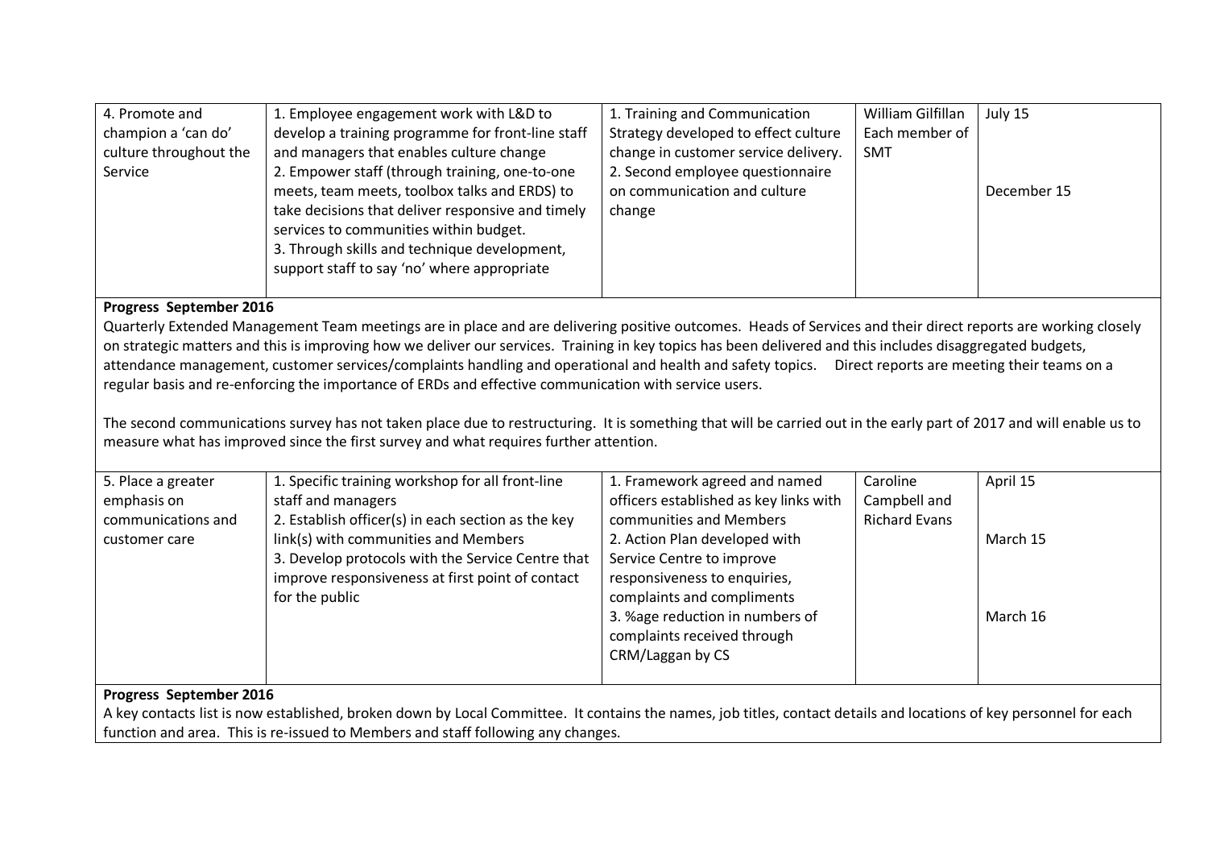| 4. Promote and champion a 'can do' culture throughout the Service | 1. Employee engagement work with L&D to develop a training programme for front-line staff and managers that enables culture change<br>2. Empower staff (through training, one-to-one meets, team meets, toolbox talks and ERDS) to take decisions that deliver responsive and timely services to communities within budget.<br>3. Through skills and technique development, support staff to say 'no' where appropriate | 1. Training and Communication Strategy developed to effect culture change in customer service delivery.<br>2. Second employee questionnaire on communication and culture change | William Gilfillan<br>Each member of SMT | July 15<br><br>December 15 |
|---|---|---|---|---|

**Progress September 2016**

Quarterly Extended Management Team meetings are in place and are delivering positive outcomes. Heads of Services and their direct reports are working closely on strategic matters and this is improving how we deliver our services. Training in key topics has been delivered and this includes disaggregated budgets, attendance management, customer services/complaints handling and operational and health and safety topics. Direct reports are meeting their teams on a regular basis and re-enforcing the importance of ERDs and effective communication with service users.

The second communications survey has not taken place due to restructuring. It is something that will be carried out in the early part of 2017 and will enable us to measure what has improved since the first survey and what requires further attention.

| 5. Place a greater emphasis on communications and customer care | 1. Specific training workshop for all front-line staff and managers<br>2. Establish officer(s) in each section as the key link(s) with communities and Members<br>3. Develop protocols with the Service Centre that improve responsiveness at first point of contact for the public | 1. Framework agreed and named officers established as key links with communities and Members<br>2. Action Plan developed with Service Centre to improve responsiveness to enquiries, complaints and compliments<br>3. %age reduction in numbers of complaints received through CRM/Laggan by CS | Caroline Campbell and Richard Evans | April 15<br><br>March 15<br><br>March 16 |
|---|---|---|---|---|

**Progress September 2016**

A key contacts list is now established, broken down by Local Committee. It contains the names, job titles, contact details and locations of key personnel for each function and area. This is re-issued to Members and staff following any changes.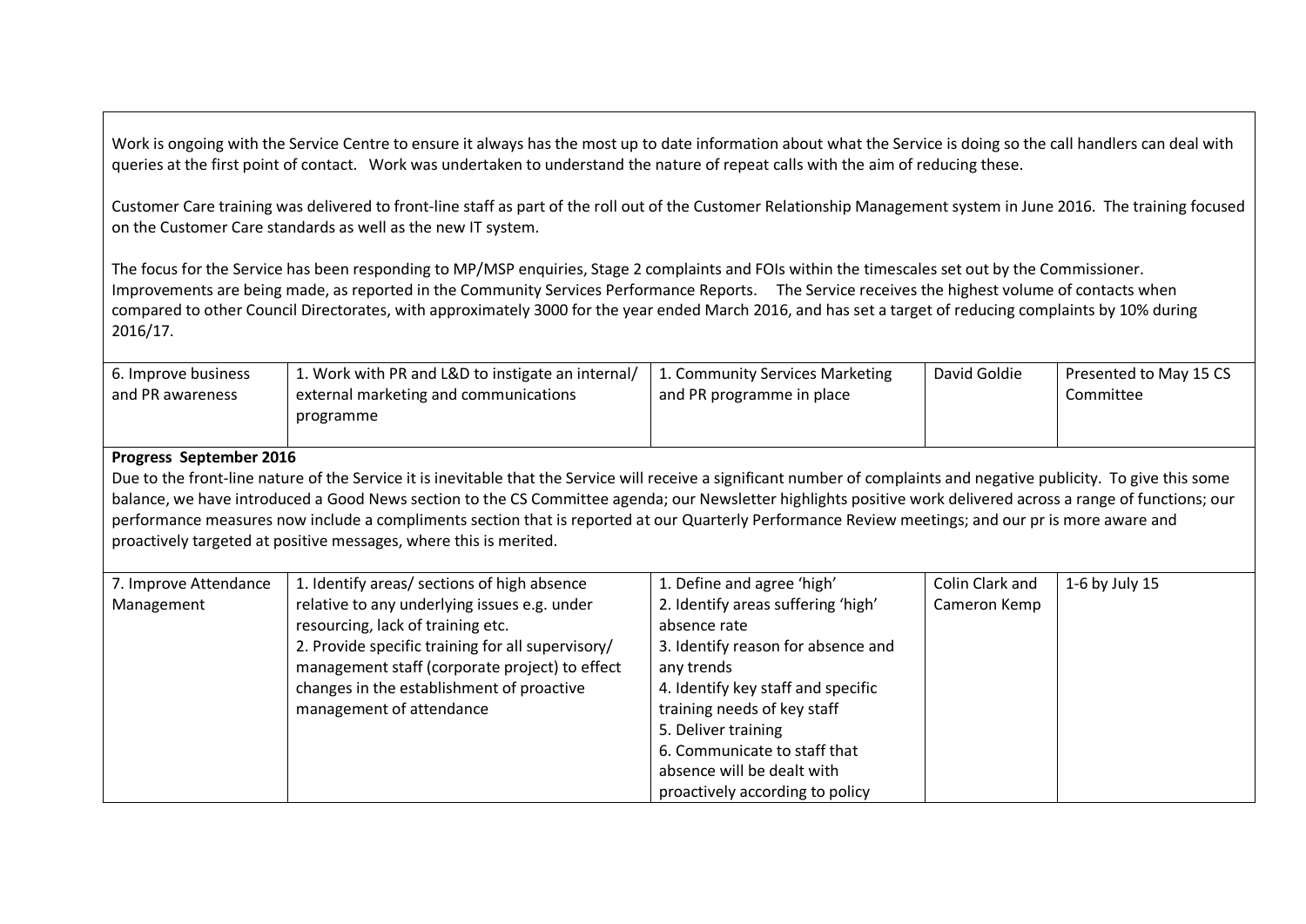Work is ongoing with the Service Centre to ensure it always has the most up to date information about what the Service is doing so the call handlers can deal with queries at the first point of contact. Work was undertaken to understand the nature of repeat calls with the aim of reducing these.

Customer Care training was delivered to front-line staff as part of the roll out of the Customer Relationship Management system in June 2016. The training focused on the Customer Care standards as well as the new IT system.

The focus for the Service has been responding to MP/MSP enquiries, Stage 2 complaints and FOIs within the timescales set out by the Commissioner. Improvements are being made, as reported in the Community Services Performance Reports. The Service receives the highest volume of contacts when compared to other Council Directorates, with approximately 3000 for the year ended March 2016, and has set a target of reducing complaints by 10% during 2016/17.

| | | | | |
|---|---|---|---|---|
| 6. Improve business and PR awareness | 1. Work with PR and L&D to instigate an internal/ external marketing and communications programme | 1. Community Services Marketing and PR programme in place | David Goldie | Presented to May 15 CS Committee |

**Progress September 2016**

Due to the front-line nature of the Service it is inevitable that the Service will receive a significant number of complaints and negative publicity. To give this some balance, we have introduced a Good News section to the CS Committee agenda; our Newsletter highlights positive work delivered across a range of functions; our performance measures now include a compliments section that is reported at our Quarterly Performance Review meetings; and our pr is more aware and proactively targeted at positive messages, where this is merited.

| | | | | |
|---|---|---|---|---|
| 7. Improve Attendance Management | 1. Identify areas/ sections of high absence relative to any underlying issues e.g. under resourcing, lack of training etc.<br>2. Provide specific training for all supervisory/ management staff (corporate project) to effect changes in the establishment of proactive management of attendance | 1. Define and agree 'high'<br>2. Identify areas suffering 'high' absence rate<br>3. Identify reason for absence and any trends<br>4. Identify key staff and specific training needs of key staff<br>5. Deliver training<br>6. Communicate to staff that absence will be dealt with proactively according to policy | Colin Clark and Cameron Kemp | 1-6 by July 15 |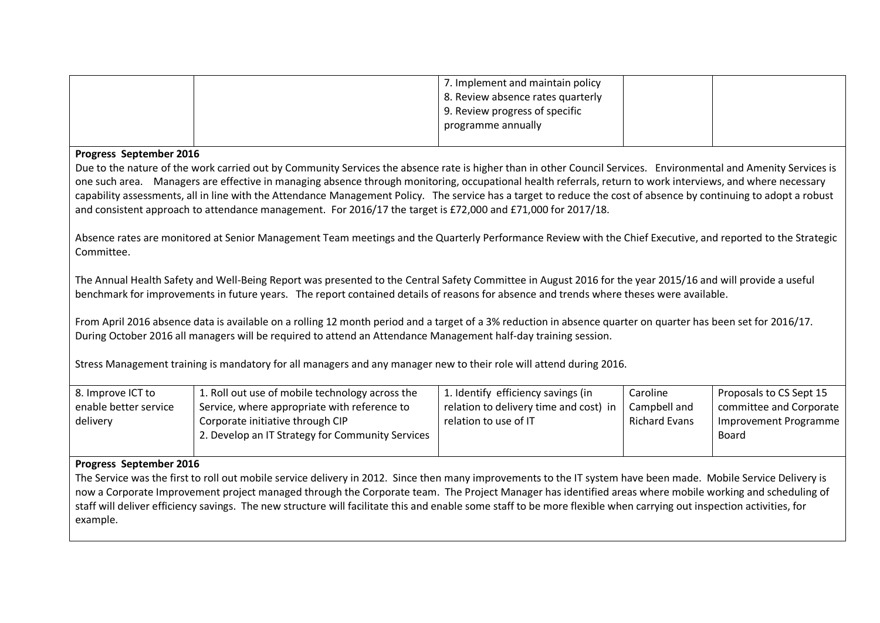| | | 7. Implement and maintain policy<br>8. Review absence rates quarterly<br>9. Review progress of specific programme annually | | |
|---|---|---|---|---|

**Progress September 2016**

Due to the nature of the work carried out by Community Services the absence rate is higher than in other Council Services. Environmental and Amenity Services is one such area. Managers are effective in managing absence through monitoring, occupational health referrals, return to work interviews, and where necessary capability assessments, all in line with the Attendance Management Policy. The service has a target to reduce the cost of absence by continuing to adopt a robust and consistent approach to attendance management. For 2016/17 the target is £72,000 and £71,000 for 2017/18.

Absence rates are monitored at Senior Management Team meetings and the Quarterly Performance Review with the Chief Executive, and reported to the Strategic Committee.

The Annual Health Safety and Well-Being Report was presented to the Central Safety Committee in August 2016 for the year 2015/16 and will provide a useful benchmark for improvements in future years. The report contained details of reasons for absence and trends where theses were available.

From April 2016 absence data is available on a rolling 12 month period and a target of a 3% reduction in absence quarter on quarter has been set for 2016/17. During October 2016 all managers will be required to attend an Attendance Management half-day training session.

Stress Management training is mandatory for all managers and any manager new to their role will attend during 2016.

| 8. Improve ICT to enable better service delivery | 1. Roll out use of mobile technology across the Service, where appropriate with reference to Corporate initiative through CIP<br>2. Develop an IT Strategy for Community Services | 1. Identify efficiency savings (in relation to delivery time and cost) in relation to use of IT | Caroline Campbell and Richard Evans | Proposals to CS Sept 15 committee and Corporate Improvement Programme Board |
|---|---|---|---|---|

**Progress September 2016**

The Service was the first to roll out mobile service delivery in 2012. Since then many improvements to the IT system have been made. Mobile Service Delivery is now a Corporate Improvement project managed through the Corporate team. The Project Manager has identified areas where mobile working and scheduling of staff will deliver efficiency savings. The new structure will facilitate this and enable some staff to be more flexible when carrying out inspection activities, for example.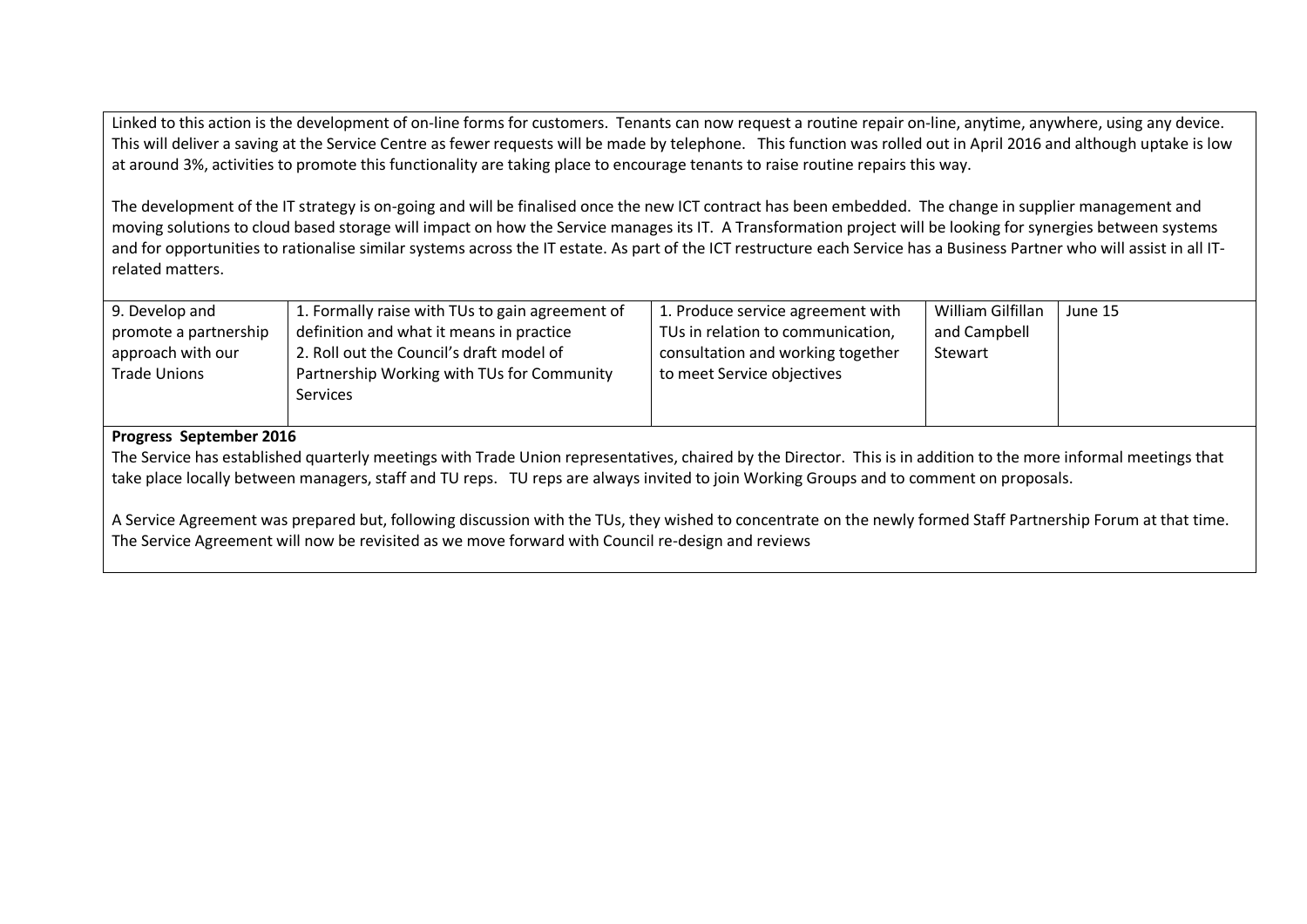Linked to this action is the development of on-line forms for customers. Tenants can now request a routine repair on-line, anytime, anywhere, using any device. This will deliver a saving at the Service Centre as fewer requests will be made by telephone. This function was rolled out in April 2016 and although uptake is low at around 3%, activities to promote this functionality are taking place to encourage tenants to raise routine repairs this way.

The development of the IT strategy is on-going and will be finalised once the new ICT contract has been embedded. The change in supplier management and moving solutions to cloud based storage will impact on how the Service manages its IT. A Transformation project will be looking for synergies between systems and for opportunities to rationalise similar systems across the IT estate. As part of the ICT restructure each Service has a Business Partner who will assist in all IT-related matters.

| | | | | |
|---|---|---|---|---|
| 9. Develop and promote a partnership approach with our Trade Unions | 1. Formally raise with TUs to gain agreement of definition and what it means in practice<br>2. Roll out the Council's draft model of Partnership Working with TUs for Community Services | 1. Produce service agreement with TUs in relation to communication, consultation and working together to meet Service objectives | William Gilfillan and Campbell Stewart | June 15 |

**Progress September 2016**

The Service has established quarterly meetings with Trade Union representatives, chaired by the Director. This is in addition to the more informal meetings that take place locally between managers, staff and TU reps. TU reps are always invited to join Working Groups and to comment on proposals.

A Service Agreement was prepared but, following discussion with the TUs, they wished to concentrate on the newly formed Staff Partnership Forum at that time. The Service Agreement will now be revisited as we move forward with Council re-design and reviews